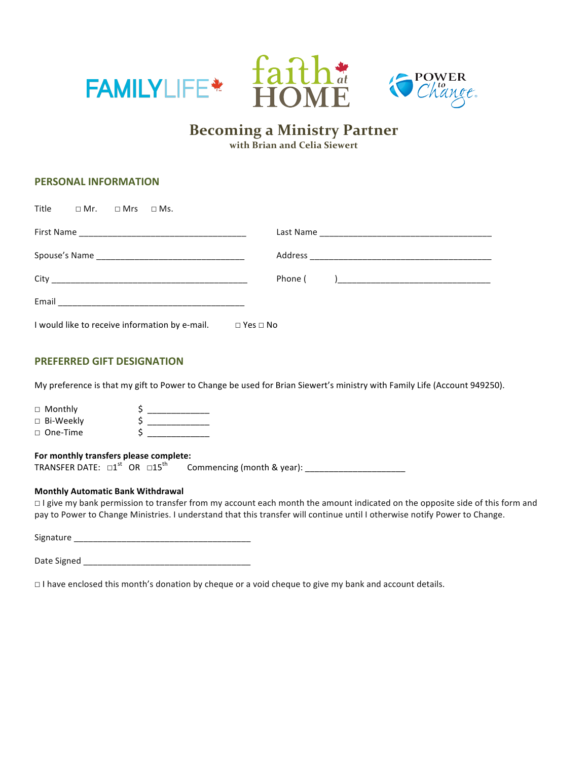FAMILYLIFE faith at HOME POWER to Change

# Becoming a Ministry Partner

### with Brian and Celia Siewert

## PERSONAL INFORMATION

Title ☐ Mr. ☐ Mrs ☐ Ms.

First Name ___________________________________ Last Name ___________________________________

Spouse's Name _______________________________ Address _____________________________________

City __________________________________________ Phone ( ) _______________________________

Email __________________________________________

I would like to receive information by e-mail. ☐ Yes ☐ No

## PREFERRED GIFT DESIGNATION

My preference is that my gift to Power to Change be used for Brian Siewert's ministry with Family Life (Account 949250).

☐ Monthly $ ____________
☐ Bi-Weekly $ ____________
☐ One-Time $ ____________

**For monthly transfers please complete:**
TRANSFER DATE: ☐1st OR ☐15th Commencing (month & year): ____________________

**Monthly Automatic Bank Withdrawal**
☐ I give my bank permission to transfer from my account each month the amount indicated on the opposite side of this form and pay to Power to Change Ministries. I understand that this transfer will continue until I otherwise notify Power to Change.

Signature ____________________________________

Date Signed __________________________________

☐ I have enclosed this month's donation by cheque or a void cheque to give my bank and account details.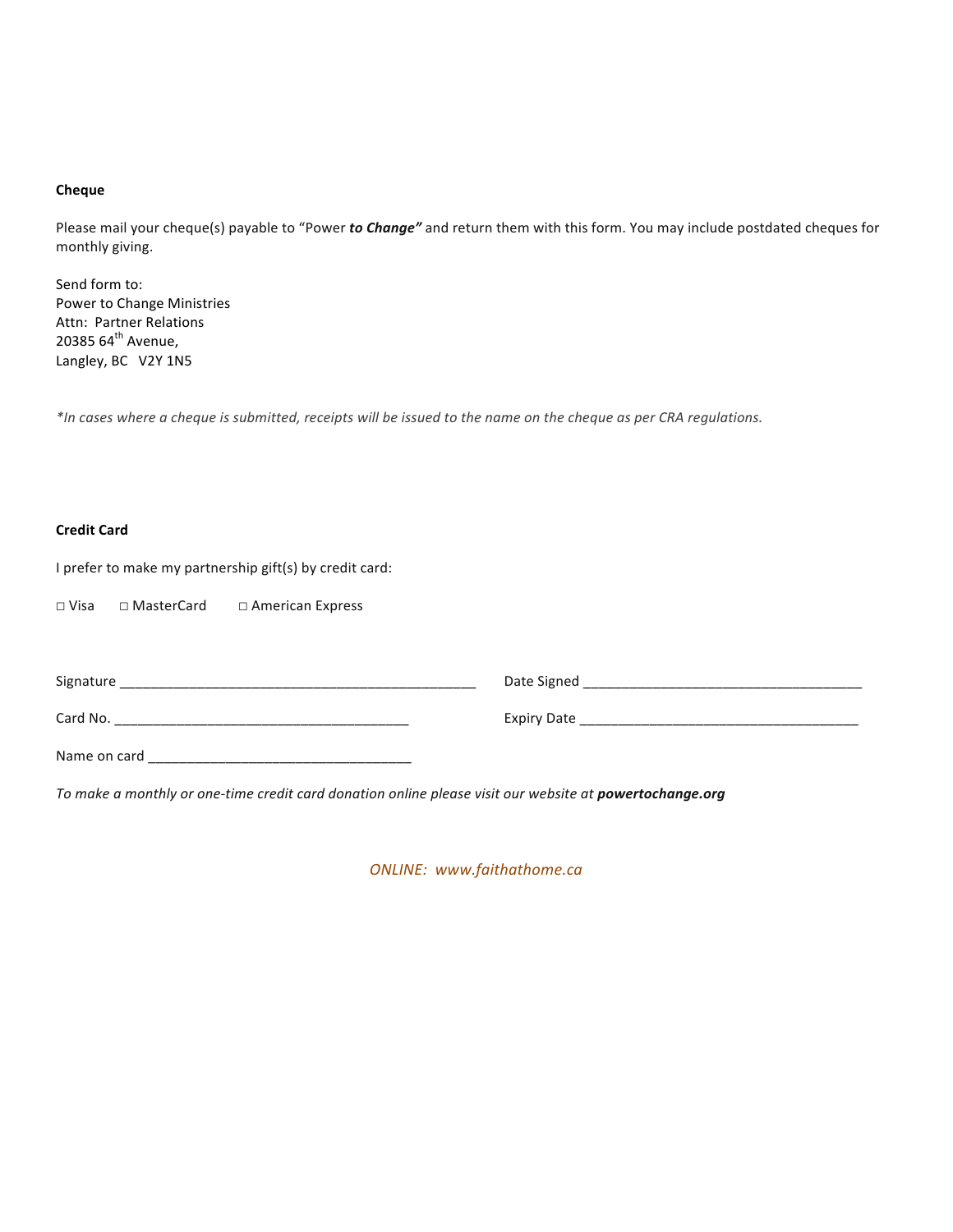**Cheque**

Please mail your cheque(s) payable to "Power ***to Change"*** and return them with this form. You may include postdated cheques for monthly giving.

Send form to:
Power to Change Ministries
Attn: Partner Relations
20385 64th Avenue,
Langley, BC V2Y 1N5

*\*In cases where a cheque is submitted, receipts will be issued to the name on the cheque as per CRA regulations.*

**Credit Card**

I prefer to make my partnership gift(s) by credit card:

□ Visa □ MasterCard □ American Express

Signature _______________________________________________ Date Signed ____________________________________

Card No. _______________________________________ Expiry Date _____________________________________

Name on card __________________________________

*To make a monthly or one-time credit card donation online please visit our website at* ***powertochange.org***

*ONLINE: www.faithathome.ca*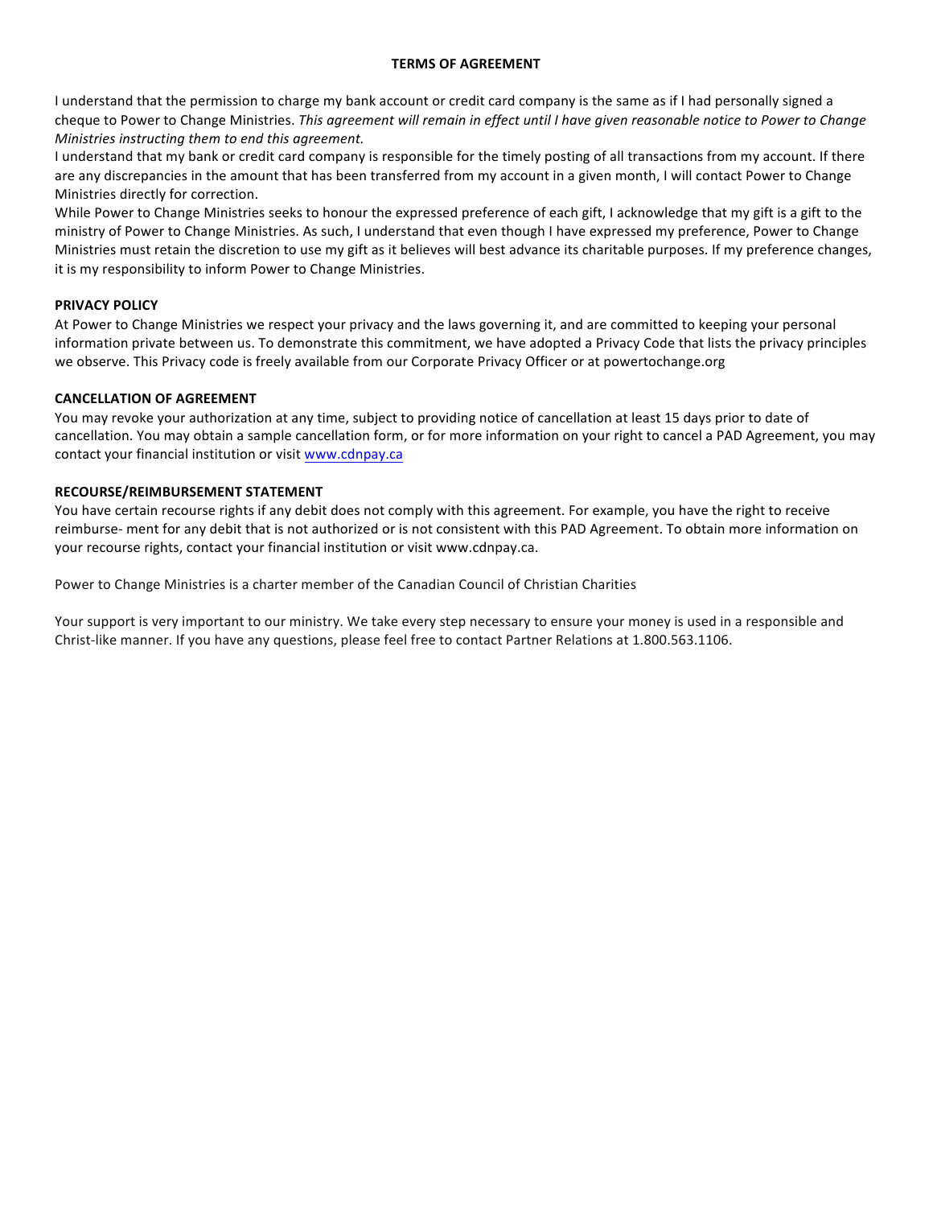## TERMS OF AGREEMENT

I understand that the permission to charge my bank account or credit card company is the same as if I had personally signed a cheque to Power to Change Ministries. *This agreement will remain in effect until I have given reasonable notice to Power to Change Ministries instructing them to end this agreement.*

I understand that my bank or credit card company is responsible for the timely posting of all transactions from my account. If there are any discrepancies in the amount that has been transferred from my account in a given month, I will contact Power to Change Ministries directly for correction.

While Power to Change Ministries seeks to honour the expressed preference of each gift, I acknowledge that my gift is a gift to the ministry of Power to Change Ministries. As such, I understand that even though I have expressed my preference, Power to Change Ministries must retain the discretion to use my gift as it believes will best advance its charitable purposes. If my preference changes, it is my responsibility to inform Power to Change Ministries.

**PRIVACY POLICY**

At Power to Change Ministries we respect your privacy and the laws governing it, and are committed to keeping your personal information private between us. To demonstrate this commitment, we have adopted a Privacy Code that lists the privacy principles we observe. This Privacy code is freely available from our Corporate Privacy Officer or at powertochange.org

**CANCELLATION OF AGREEMENT**

You may revoke your authorization at any time, subject to providing notice of cancellation at least 15 days prior to date of cancellation. You may obtain a sample cancellation form, or for more information on your right to cancel a PAD Agreement, you may contact your financial institution or visit [www.cdnpay.ca](www.cdnpay.ca)

**RECOURSE/REIMBURSEMENT STATEMENT**

You have certain recourse rights if any debit does not comply with this agreement. For example, you have the right to receive reimburse- ment for any debit that is not authorized or is not consistent with this PAD Agreement. To obtain more information on your recourse rights, contact your financial institution or visit www.cdnpay.ca.

Power to Change Ministries is a charter member of the Canadian Council of Christian Charities

Your support is very important to our ministry. We take every step necessary to ensure your money is used in a responsible and Christ-like manner. If you have any questions, please feel free to contact Partner Relations at 1.800.563.1106.